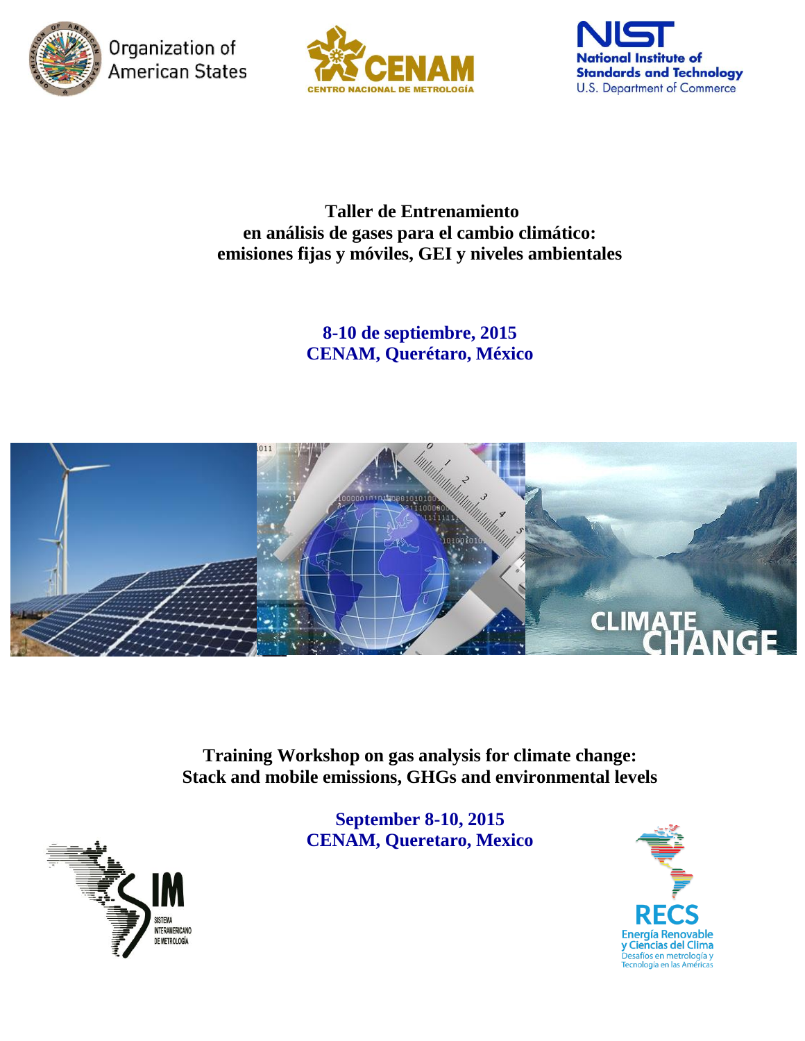Organization of American States

CENAM
CENTRO NACIONAL DE METROLOGÍA

NIST
National Institute of Standards and Technology
U.S. Department of Commerce

# Taller de Entrenamiento en análisis de gases para el cambio climático: emisiones fijas y móviles, GEI y niveles ambientales

**8-10 de septiembre, 2015**
**CENAM, Querétaro, México**

# Training Workshop on gas analysis for climate change: Stack and mobile emissions, GHGs and environmental levels

**September 8-10, 2015**
**CENAM, Queretaro, Mexico**

SIM
SISTEMA INTERAMERICANO DE METROLOGÍA

RECS
Energía Renovable y Ciencias del Clima
Desafíos en metrología y Tecnología en las Américas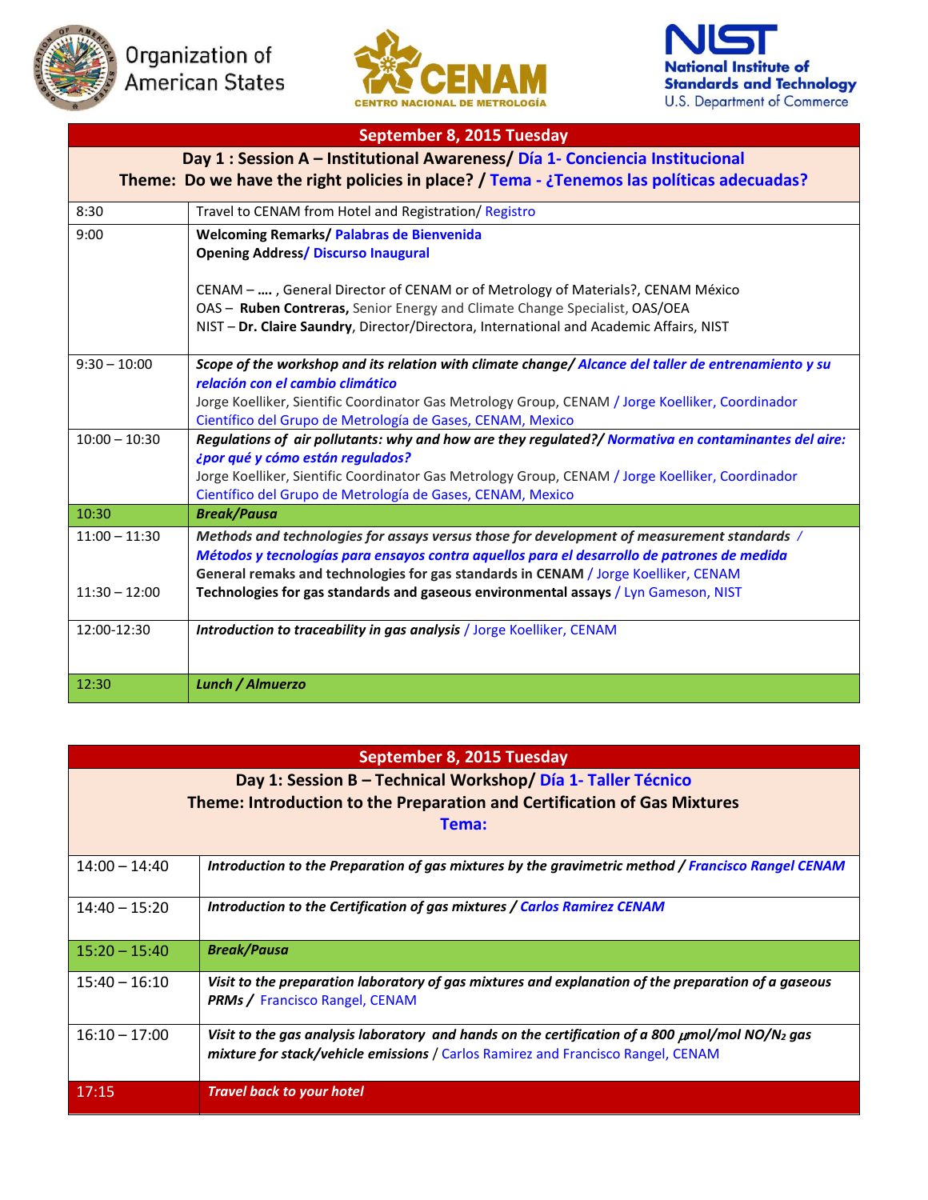Organization of American States

CENAM
CENTRO NACIONAL DE METROLOGÍA

NIST
National Institute of Standards and Technology
U.S. Department of Commerce

| **September 8, 2015 Tuesday** | |
|---|---|
| **Day 1 : Session A – Institutional Awareness/ Día 1- Conciencia Institucional**<br>**Theme: Do we have the right policies in place? / Tema - ¿Tenemos las políticas adecuadas?** | |
| 8:30 | Travel to CENAM from Hotel and Registration/ Registro |
| 9:00 | **Welcoming Remarks/ Palabras de Bienvenida**<br>**Opening Address/ Discurso Inaugural**<br><br>CENAM – **….** , General Director of CENAM or of Metrology of Materials?, CENAM México<br>OAS – **Ruben Contreras,** Senior Energy and Climate Change Specialist, OAS/OEA<br>NIST – **Dr. Claire Saundry**, Director/Directora, International and Academic Affairs, NIST |
| 9:30 – 10:00 | ***Scope of the workshop and its relation with climate change/ Alcance del taller de entrenamiento y su relación con el cambio climático***<br>Jorge Koelliker, Sientific Coordinator Gas Metrology Group, CENAM / Jorge Koelliker, Coordinador Científico del Grupo de Metrología de Gases, CENAM, Mexico |
| 10:00 – 10:30 | ***Regulations of air pollutants: why and how are they regulated?/ Normativa en contaminantes del aire: ¿por qué y cómo están regulados?***<br>Jorge Koelliker, Sientific Coordinator Gas Metrology Group, CENAM / Jorge Koelliker, Coordinador Científico del Grupo de Metrología de Gases, CENAM, Mexico |
| 10:30 | ***Break/Pausa*** |
| 11:00 – 11:30<br><br>11:30 – 12:00 | ***Methods and technologies for assays versus those for development of measurement standards / Métodos y tecnologías para ensayos contra aquellos para el desarrollo de patrones de medida***<br>**General remaks and technologies for gas standards in CENAM** / Jorge Koelliker, CENAM<br>**Technologies for gas standards and gaseous environmental assays** / Lyn Gameson, NIST |
| 12:00-12:30 | ***Introduction to traceability in gas analysis*** / Jorge Koelliker, CENAM |
| 12:30 | ***Lunch / Almuerzo*** |

| **September 8, 2015 Tuesday** | |
|---|---|
| **Day 1: Session B – Technical Workshop/ Día 1- Taller Técnico**<br>**Theme: Introduction to the Preparation and Certification of Gas Mixtures**<br>**Tema:** | |
| 14:00 – 14:40 | ***Introduction to the Preparation of gas mixtures by the gravimetric method / Francisco Rangel CENAM*** |
| 14:40 – 15:20 | ***Introduction to the Certification of gas mixtures / Carlos Ramirez CENAM*** |
| 15:20 – 15:40 | ***Break/Pausa*** |
| 15:40 – 16:10 | ***Visit to the preparation laboratory of gas mixtures and explanation of the preparation of a gaseous PRMs /*** Francisco Rangel, CENAM |
| 16:10 – 17:00 | ***Visit to the gas analysis laboratory and hands on the certification of a 800 $\mu$mol/mol $NO/N_2$ gas mixture for stack/vehicle emissions*** / Carlos Ramirez and Francisco Rangel, CENAM |
| 17:15 | ***Travel back to your hotel*** |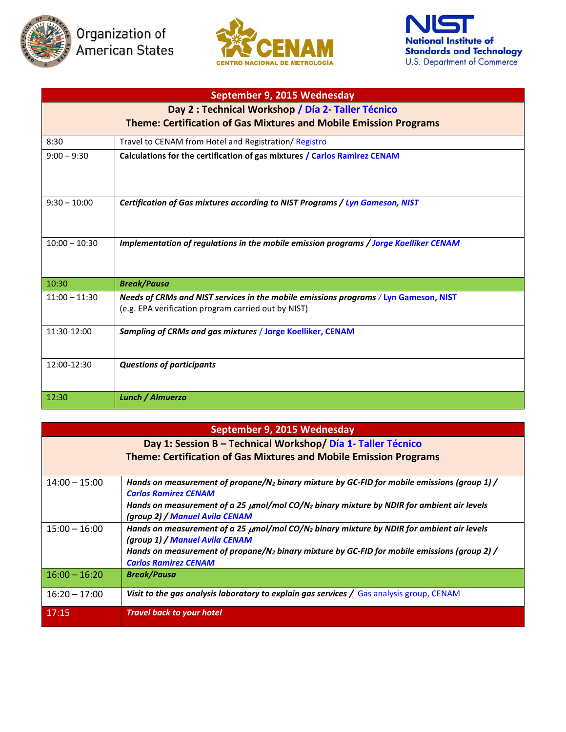Organization of American States

CENAM CENTRO NACIONAL DE METROLOGÍA

NIST National Institute of Standards and Technology U.S. Department of Commerce

| September 9, 2015 Wednesday | |
|---|---|
| **Day 2 : Technical Workshop / Día 2- Taller Técnico** **Theme: Certification of Gas Mixtures and Mobile Emission Programs** | |
| 8:30 | Travel to CENAM from Hotel and Registration/ Registro |
| 9:00 – 9:30 | **Calculations for the certification of gas mixtures / Carlos Ramirez CENAM** |
| 9:30 – 10:00 | ***Certification of Gas mixtures according to NIST Programs / Lyn Gameson, NIST*** |
| 10:00 – 10:30 | ***Implementation of regulations in the mobile emission programs / Jorge Koelliker CENAM*** |
| 10:30 | ***Break/Pausa*** |
| 11:00 – 11:30 | ***Needs of CRMs and NIST services in the mobile emissions programs*** / **Lyn Gameson, NIST** (e.g. EPA verification program carried out by NIST) |
| 11:30-12:00 | ***Sampling of CRMs and gas mixtures*** / **Jorge Koelliker, CENAM** |
| 12:00-12:30 | ***Questions of participants*** |
| 12:30 | ***Lunch / Almuerzo*** |

| September 9, 2015 Wednesday | |
|---|---|
| **Day 1: Session B – Technical Workshop/ Día 1- Taller Técnico** **Theme: Certification of Gas Mixtures and Mobile Emission Programs** | |
| 14:00 – 15:00 | ***Hands on measurement of propane/$N_2$ binary mixture by GC-FID for mobile emissions (group 1) / Carlos Ramirez CENAM*** ***Hands on measurement of a 25 $\mu$mol/mol CO/$N_2$ binary mixture by NDIR for ambient air levels (group 2) / Manuel Avila CENAM*** |
| 15:00 – 16:00 | ***Hands on measurement of a 25 $\mu$mol/mol CO/$N_2$ binary mixture by NDIR for ambient air levels (group 1) / Manuel Avila CENAM*** ***Hands on measurement of propane/$N_2$ binary mixture by GC-FID for mobile emissions (group 2) / Carlos Ramirez CENAM*** |
| 16:00 – 16:20 | ***Break/Pausa*** |
| 16:20 – 17:00 | ***Visit to the gas analysis laboratory to explain gas services /*** Gas analysis group, CENAM |
| 17:15 | ***Travel back to your hotel*** |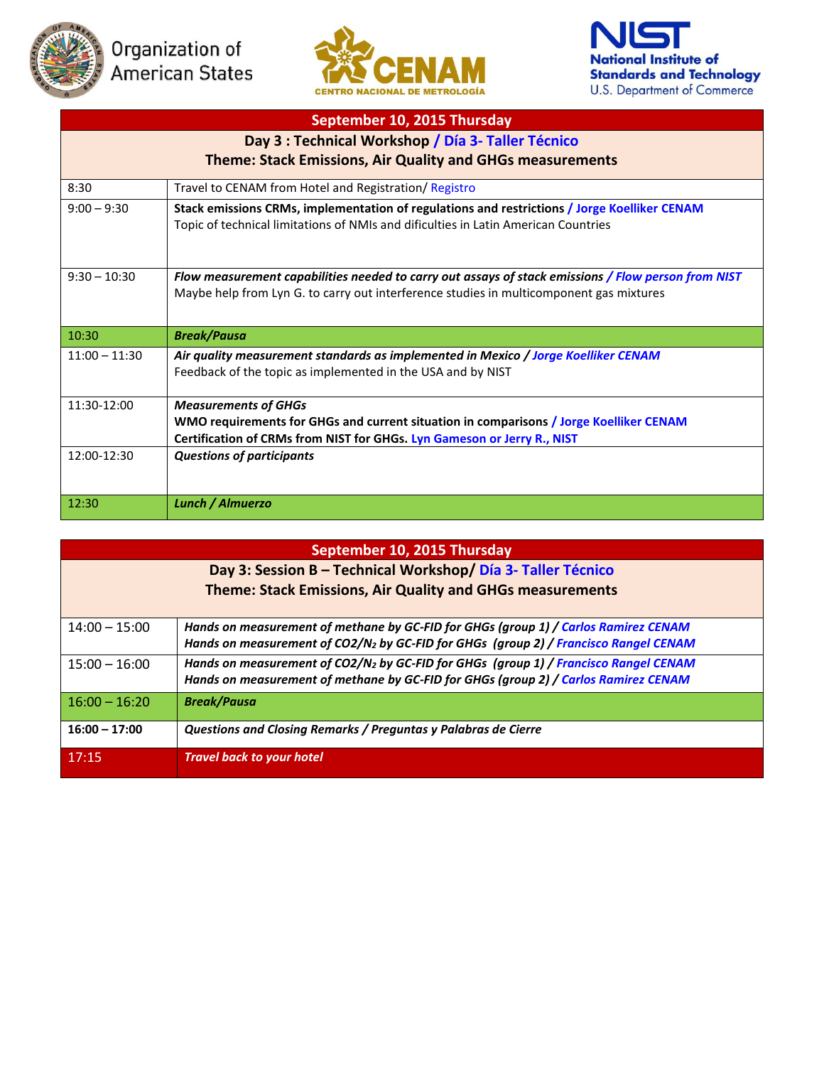Organization of American States

CENAM
CENTRO NACIONAL DE METROLOGÍA

NIST
National Institute of Standards and Technology
U.S. Department of Commerce

| September 10, 2015 Thursday | |
|---|---|
| **Day 3 : Technical Workshop / Día 3- Taller Técnico**<br>**Theme: Stack Emissions, Air Quality and GHGs measurements** | |
| 8:30 | Travel to CENAM from Hotel and Registration/ Registro |
| 9:00 – 9:30 | **Stack emissions CRMs, implementation of regulations and restrictions / Jorge Koelliker CENAM**<br>Topic of technical limitations of NMIs and dificulties in Latin American Countries |
| 9:30 – 10:30 | ***Flow measurement capabilities needed to carry out assays of stack emissions / Flow person from NIST***<br>Maybe help from Lyn G. to carry out interference studies in multicomponent gas mixtures |
| 10:30 | ***Break/Pausa*** |
| 11:00 – 11:30 | ***Air quality measurement standards as implemented in Mexico / Jorge Koelliker CENAM***<br>Feedback of the topic as implemented in the USA and by NIST |
| 11:30-12:00 | ***Measurements of GHGs***<br>**WMO requirements for GHGs and current situation in comparisons / Jorge Koelliker CENAM**<br>**Certification of CRMs from NIST for GHGs. Lyn Gameson or Jerry R., NIST** |
| 12:00-12:30 | ***Questions of participants*** |
| 12:30 | ***Lunch / Almuerzo*** |

| September 10, 2015 Thursday | |
|---|---|
| **Day 3: Session B – Technical Workshop/ Día 3- Taller Técnico**<br>**Theme: Stack Emissions, Air Quality and GHGs measurements** | |
| 14:00 – 15:00 | ***Hands on measurement of methane by GC-FID for GHGs (group 1) / Carlos Ramirez CENAM***<br>***Hands on measurement of CO2/$N_2$ by GC-FID for GHGs (group 2) / Francisco Rangel CENAM*** |
| 15:00 – 16:00 | ***Hands on measurement of CO2/$N_2$ by GC-FID for GHGs (group 1) / Francisco Rangel CENAM***<br>***Hands on measurement of methane by GC-FID for GHGs (group 2) / Carlos Ramirez CENAM*** |
| 16:00 – 16:20 | ***Break/Pausa*** |
| **16:00 – 17:00** | ***Questions and Closing Remarks / Preguntas y Palabras de Cierre*** |
| 17:15 | ***Travel back to your hotel*** |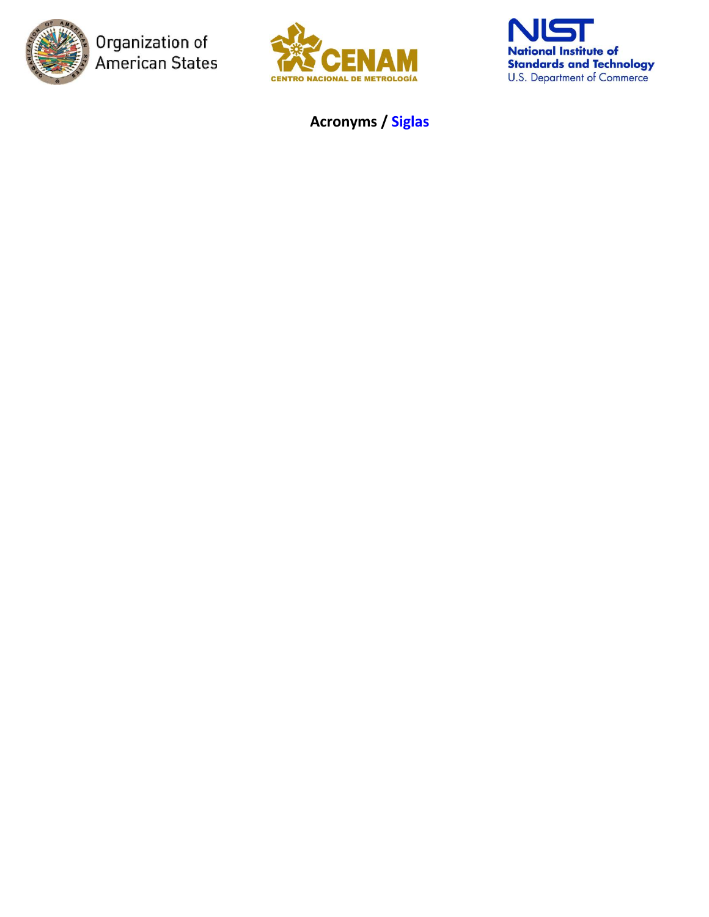Organization of American States

CENAM
CENTRO NACIONAL DE METROLOGÍA

NIST
National Institute of Standards and Technology
U.S. Department of Commerce

**Acronyms / Siglas**